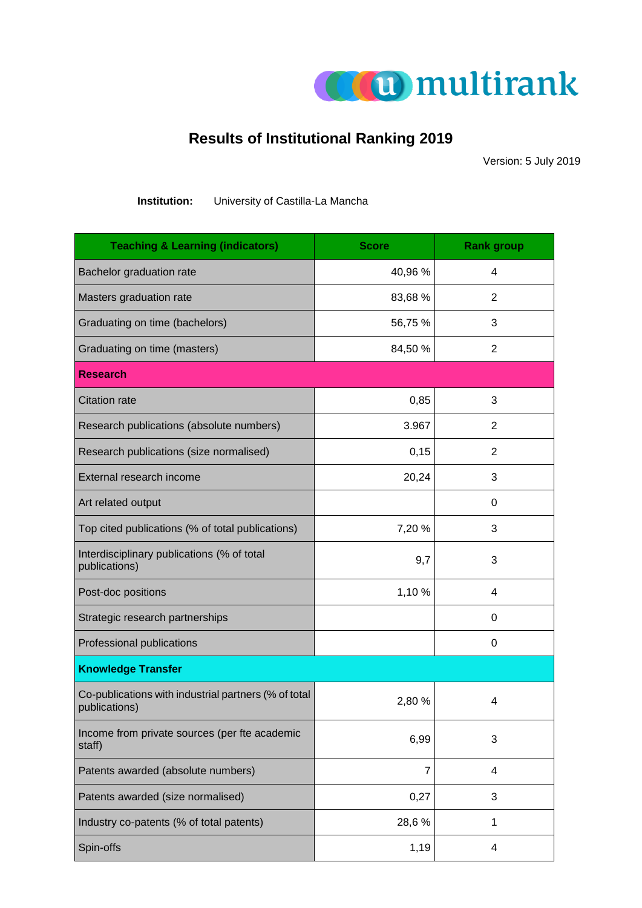# Results of Institutional Ranking 2019

Version: 5 July 2019

**Institution:** University of Castilla-La Mancha

| Teaching & Learning (indicators) | Score | Rank group |
|---|---|---|
| Bachelor graduation rate | 40,96 % | 4 |
| Masters graduation rate | 83,68 % | 2 |
| Graduating on time (bachelors) | 56,75 % | 3 |
| Graduating on time (masters) | 84,50 % | 2 |
| **Research** | | |
| Citation rate | 0,85 | 3 |
| Research publications (absolute numbers) | 3.967 | 2 |
| Research publications (size normalised) | 0,15 | 2 |
| External research income | 20,24 | 3 |
| Art related output | | 0 |
| Top cited publications (% of total publications) | 7,20 % | 3 |
| Interdisciplinary publications (% of total publications) | 9,7 | 3 |
| Post-doc positions | 1,10 % | 4 |
| Strategic research partnerships | | 0 |
| Professional publications | | 0 |
| **Knowledge Transfer** | | |
| Co-publications with industrial partners (% of total publications) | 2,80 % | 4 |
| Income from private sources (per fte academic staff) | 6,99 | 3 |
| Patents awarded (absolute numbers) | 7 | 4 |
| Patents awarded (size normalised) | 0,27 | 3 |
| Industry co-patents (% of total patents) | 28,6 % | 1 |
| Spin-offs | 1,19 | 4 |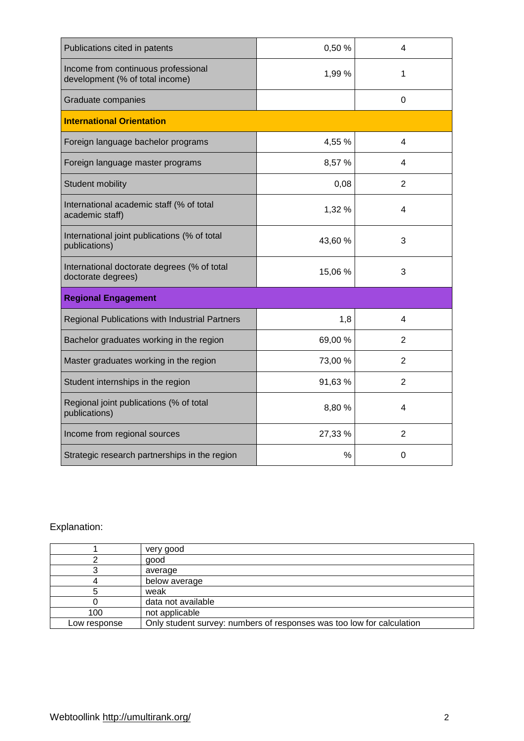| | | |
|---|---|---|
| Publications cited in patents | 0,50 % | 4 |
| Income from continuous professional development (% of total income) | 1,99 % | 1 |
| Graduate companies | | 0 |
| **International Orientation** | | |
| Foreign language bachelor programs | 4,55 % | 4 |
| Foreign language master programs | 8,57 % | 4 |
| Student mobility | 0,08 | 2 |
| International academic staff (% of total academic staff) | 1,32 % | 4 |
| International joint publications (% of total publications) | 43,60 % | 3 |
| International doctorate degrees (% of total doctorate degrees) | 15,06 % | 3 |
| **Regional Engagement** | | |
| Regional Publications with Industrial Partners | 1,8 | 4 |
| Bachelor graduates working in the region | 69,00 % | 2 |
| Master graduates working in the region | 73,00 % | 2 |
| Student internships in the region | 91,63 % | 2 |
| Regional joint publications (% of total publications) | 8,80 % | 4 |
| Income from regional sources | 27,33 % | 2 |
| Strategic research partnerships in the region | % | 0 |

Explanation:

| | |
|---|---|
| 1 | very good |
| 2 | good |
| 3 | average |
| 4 | below average |
| 5 | weak |
| 0 | data not available |
| 100 | not applicable |
| Low response | Only student survey: numbers of responses was too low for calculation |

Webtoollink http://umultirank.org/